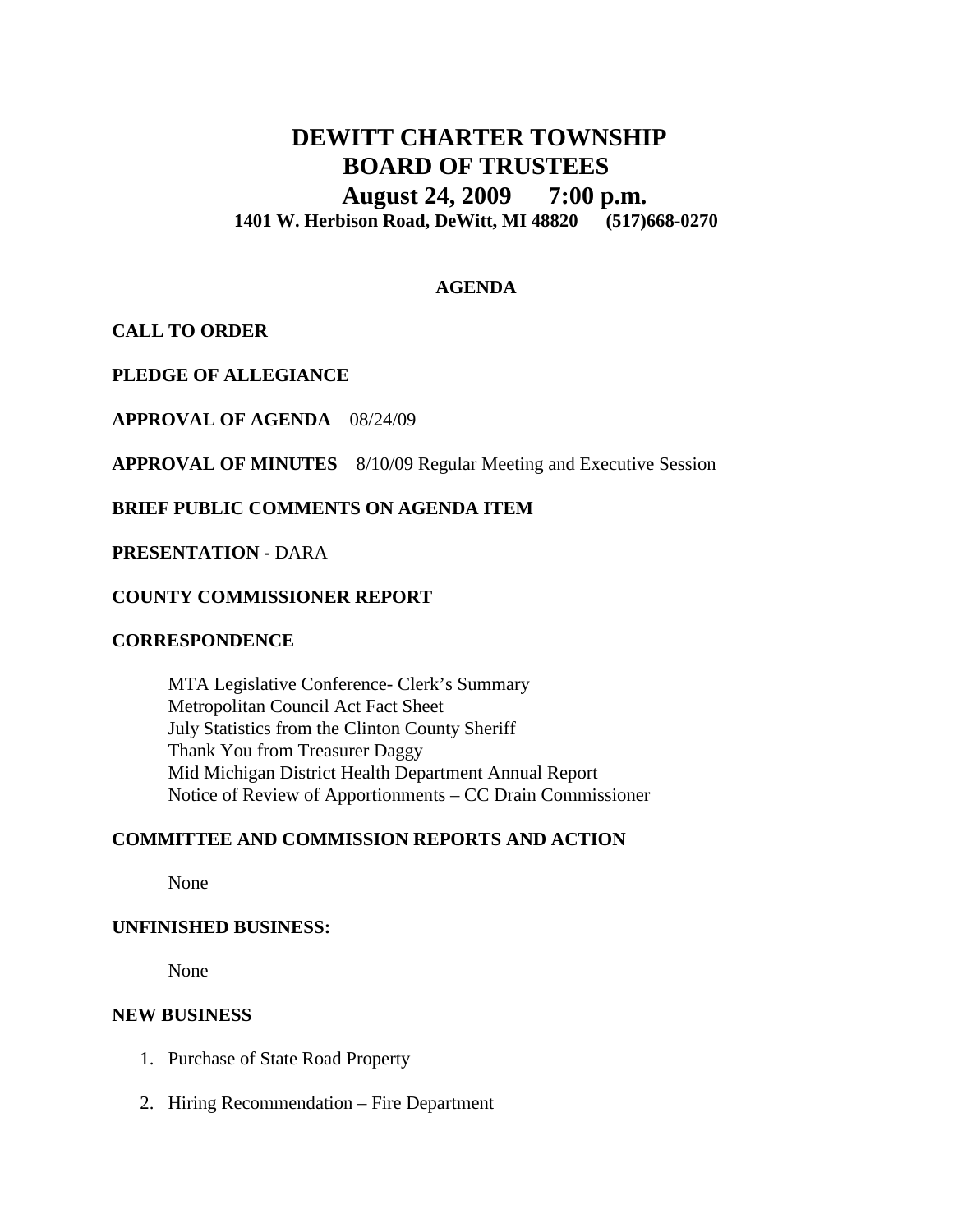# DEWITT CHARTER TOWNSHIP
# BOARD OF TRUSTEES
## August 24, 2009 7:00 p.m.
**1401 W. Herbison Road, DeWitt, MI 48820 (517)668-0270**

**AGENDA**

**CALL TO ORDER**

**PLEDGE OF ALLEGIANCE**

**APPROVAL OF AGENDA** 08/24/09

**APPROVAL OF MINUTES** 8/10/09 Regular Meeting and Executive Session

**BRIEF PUBLIC COMMENTS ON AGENDA ITEM**

**PRESENTATION -** DARA

**COUNTY COMMISSIONER REPORT**

**CORRESPONDENCE**

MTA Legislative Conference- Clerk's Summary
Metropolitan Council Act Fact Sheet
July Statistics from the Clinton County Sheriff
Thank You from Treasurer Daggy
Mid Michigan District Health Department Annual Report
Notice of Review of Apportionments – CC Drain Commissioner

**COMMITTEE AND COMMISSION REPORTS AND ACTION**

None

**UNFINISHED BUSINESS:**

None

**NEW BUSINESS**

1. Purchase of State Road Property
2. Hiring Recommendation – Fire Department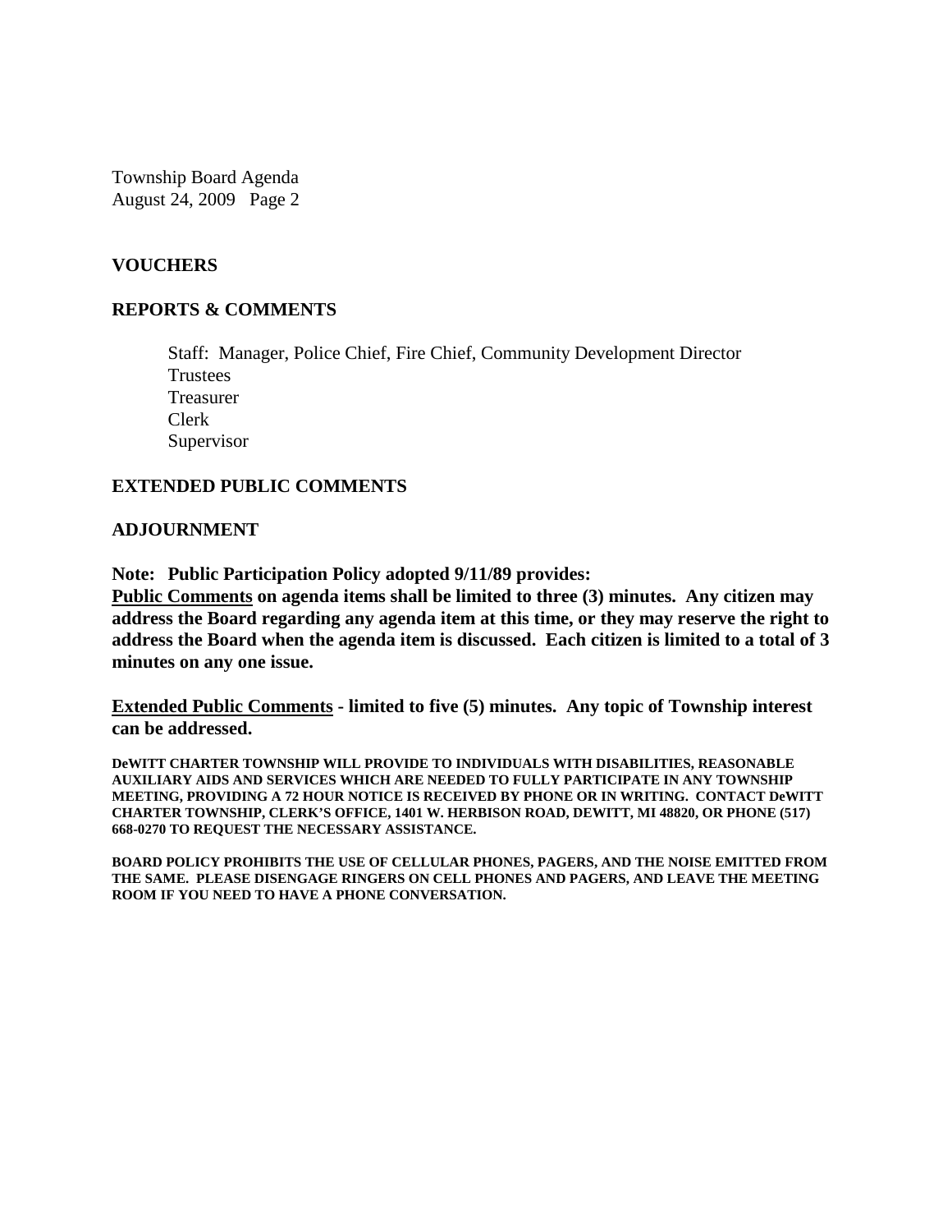## VOUCHERS

## REPORTS & COMMENTS

Staff: Manager, Police Chief, Fire Chief, Community Development Director
Trustees
Treasurer
Clerk
Supervisor

## EXTENDED PUBLIC COMMENTS

## ADJOURNMENT

**Note: Public Participation Policy adopted 9/11/89 provides:**
**<u>Public Comments</u> on agenda items shall be limited to three (3) minutes. Any citizen may address the Board regarding any agenda item at this time, or they may reserve the right to address the Board when the agenda item is discussed. Each citizen is limited to a total of 3 minutes on any one issue.**

**<u>Extended Public Comments</u> - limited to five (5) minutes. Any topic of Township interest can be addressed.**

**DeWITT CHARTER TOWNSHIP WILL PROVIDE TO INDIVIDUALS WITH DISABILITIES, REASONABLE AUXILIARY AIDS AND SERVICES WHICH ARE NEEDED TO FULLY PARTICIPATE IN ANY TOWNSHIP MEETING, PROVIDING A 72 HOUR NOTICE IS RECEIVED BY PHONE OR IN WRITING. CONTACT DeWITT CHARTER TOWNSHIP, CLERK'S OFFICE, 1401 W. HERBISON ROAD, DEWITT, MI 48820, OR PHONE (517) 668-0270 TO REQUEST THE NECESSARY ASSISTANCE.**

**BOARD POLICY PROHIBITS THE USE OF CELLULAR PHONES, PAGERS, AND THE NOISE EMITTED FROM THE SAME. PLEASE DISENGAGE RINGERS ON CELL PHONES AND PAGERS, AND LEAVE THE MEETING ROOM IF YOU NEED TO HAVE A PHONE CONVERSATION.**